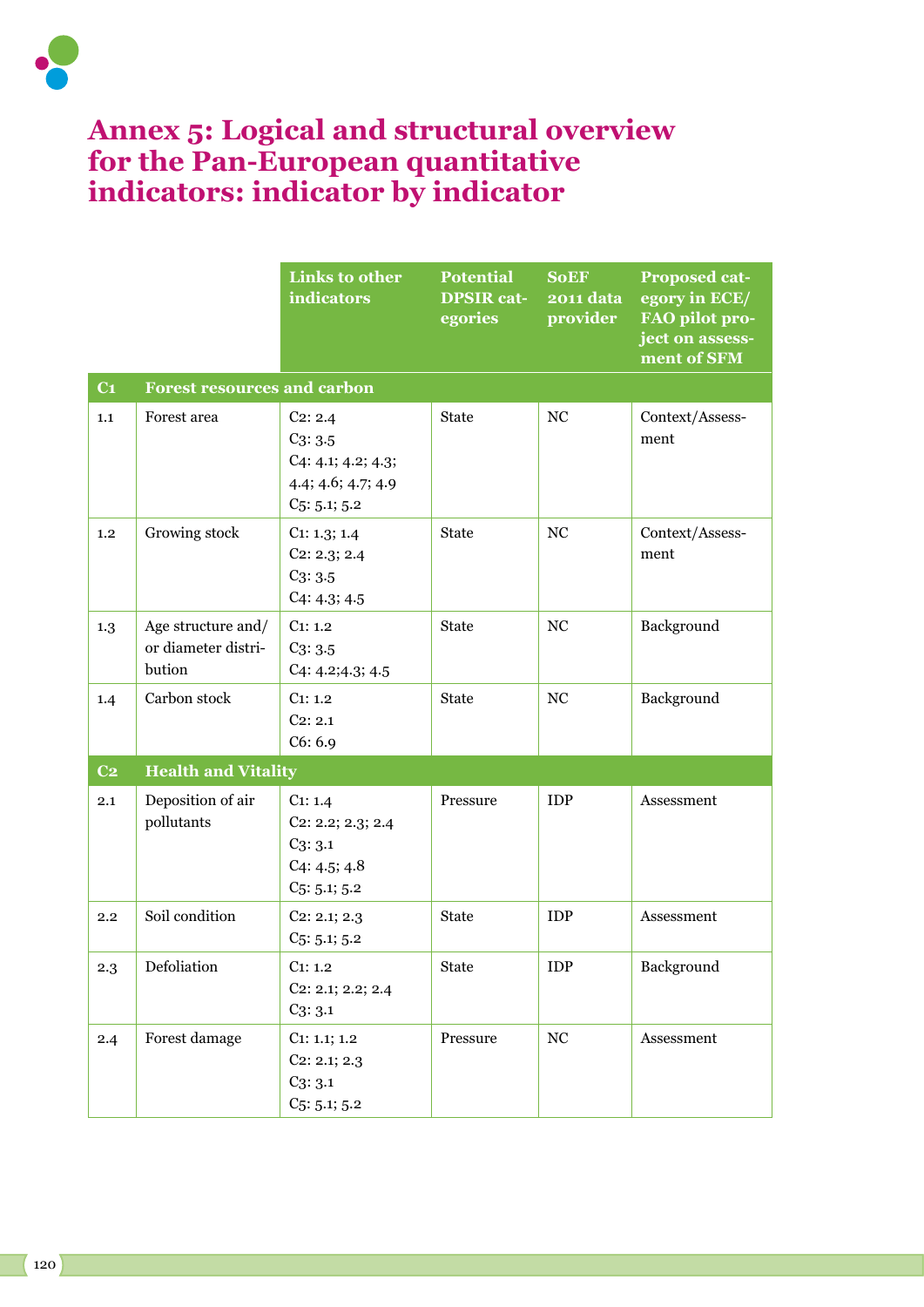# Annex 5: Logical and structural overview for the Pan-European quantitative indicators: indicator by indicator

| | | Links to other indicators | Potential DPSIR categories | SoEF 2011 data provider | Proposed category in ECE/FAO pilot project on assessment of SFM |
|---|---|---|---|---|---|
| **C1** | **Forest resources and carbon** | | | | |
| 1.1 | Forest area | C2: 2.4<br>C3: 3.5<br>C4: 4.1; 4.2; 4.3; 4.4; 4.6; 4.7; 4.9<br>C5: 5.1; 5.2 | State | NC | Context/Assessment |
| 1.2 | Growing stock | C1: 1.3; 1.4<br>C2: 2.3; 2.4<br>C3: 3.5<br>C4: 4.3; 4.5 | State | NC | Context/Assessment |
| 1.3 | Age structure and/or diameter distribution | C1: 1.2<br>C3: 3.5<br>C4: 4.2;4.3; 4.5 | State | NC | Background |
| 1.4 | Carbon stock | C1: 1.2<br>C2: 2.1<br>C6: 6.9 | State | NC | Background |
| **C2** | **Health and Vitality** | | | | |
| 2.1 | Deposition of air pollutants | C1: 1.4<br>C2: 2.2; 2.3; 2.4<br>C3: 3.1<br>C4: 4.5; 4.8<br>C5: 5.1; 5.2 | Pressure | IDP | Assessment |
| 2.2 | Soil condition | C2: 2.1; 2.3<br>C5: 5.1; 5.2 | State | IDP | Assessment |
| 2.3 | Defoliation | C1: 1.2<br>C2: 2.1; 2.2; 2.4<br>C3: 3.1 | State | IDP | Background |
| 2.4 | Forest damage | C1: 1.1; 1.2<br>C2: 2.1; 2.3<br>C3: 3.1<br>C5: 5.1; 5.2 | Pressure | NC | Assessment |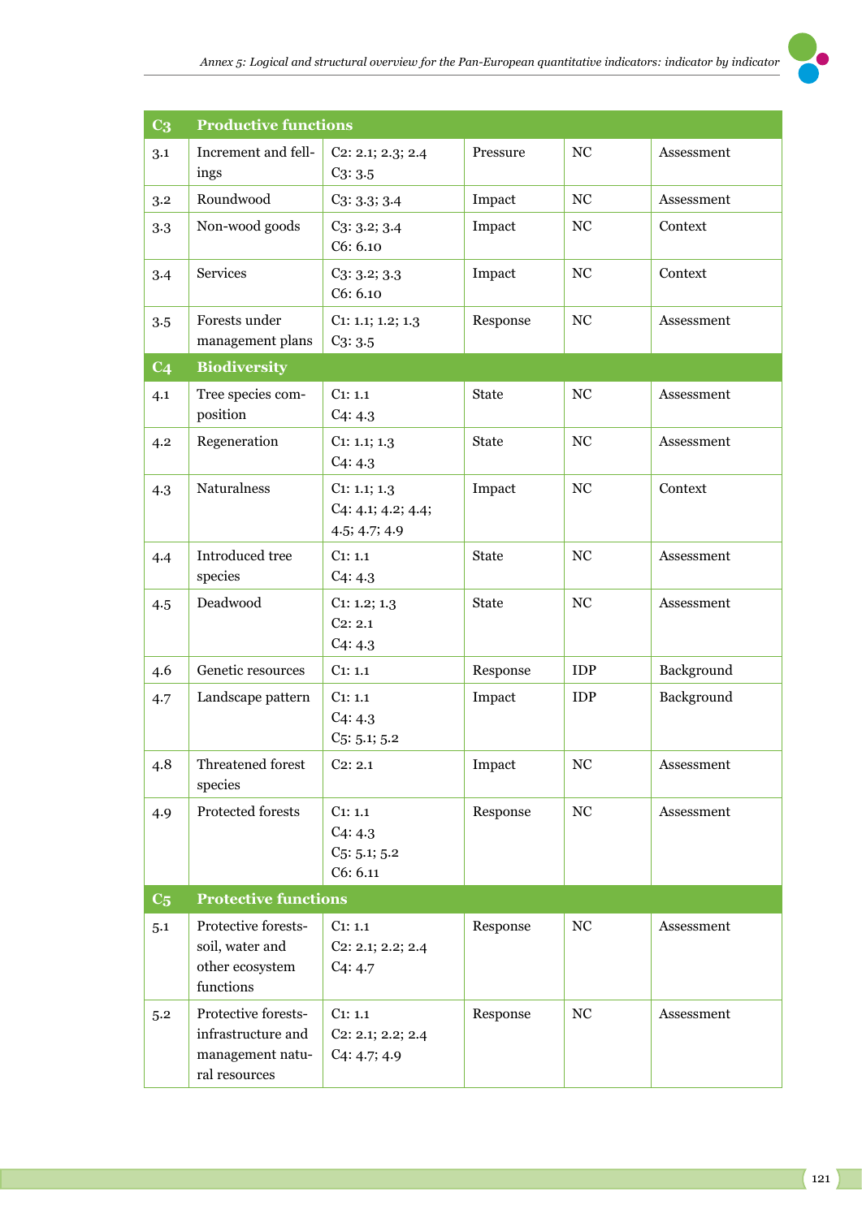| C3 | Productive functions | | | | |
|---|---|---|---|---|---|
| 3.1 | Increment and fellings | C2: 2.1; 2.3; 2.4<br>C3: 3.5 | Pressure | NC | Assessment |
| 3.2 | Roundwood | C3: 3.3; 3.4 | Impact | NC | Assessment |
| 3.3 | Non-wood goods | C3: 3.2; 3.4<br>C6: 6.10 | Impact | NC | Context |
| 3.4 | Services | C3: 3.2; 3.3<br>C6: 6.10 | Impact | NC | Context |
| 3.5 | Forests under management plans | C1: 1.1; 1.2; 1.3<br>C3: 3.5 | Response | NC | Assessment |
| **C4** | **Biodiversity** | | | | |
| 4.1 | Tree species composition | C1: 1.1<br>C4: 4.3 | State | NC | Assessment |
| 4.2 | Regeneration | C1: 1.1; 1.3<br>C4: 4.3 | State | NC | Assessment |
| 4.3 | Naturalness | C1: 1.1; 1.3<br>C4: 4.1; 4.2; 4.4; 4.5; 4.7; 4.9 | Impact | NC | Context |
| 4.4 | Introduced tree species | C1: 1.1<br>C4: 4.3 | State | NC | Assessment |
| 4.5 | Deadwood | C1: 1.2; 1.3<br>C2: 2.1<br>C4: 4.3 | State | NC | Assessment |
| 4.6 | Genetic resources | C1: 1.1 | Response | IDP | Background |
| 4.7 | Landscape pattern | C1: 1.1<br>C4: 4.3<br>C5: 5.1; 5.2 | Impact | IDP | Background |
| 4.8 | Threatened forest species | C2: 2.1 | Impact | NC | Assessment |
| 4.9 | Protected forests | C1: 1.1<br>C4: 4.3<br>C5: 5.1; 5.2<br>C6: 6.11 | Response | NC | Assessment |
| **C5** | **Protective functions** | | | | |
| 5.1 | Protective forests-soil, water and other ecosystem functions | C1: 1.1<br>C2: 2.1; 2.2; 2.4<br>C4: 4.7 | Response | NC | Assessment |
| 5.2 | Protective forests-infrastructure and management natural resources | C1: 1.1<br>C2: 2.1; 2.2; 2.4<br>C4: 4.7; 4.9 | Response | NC | Assessment |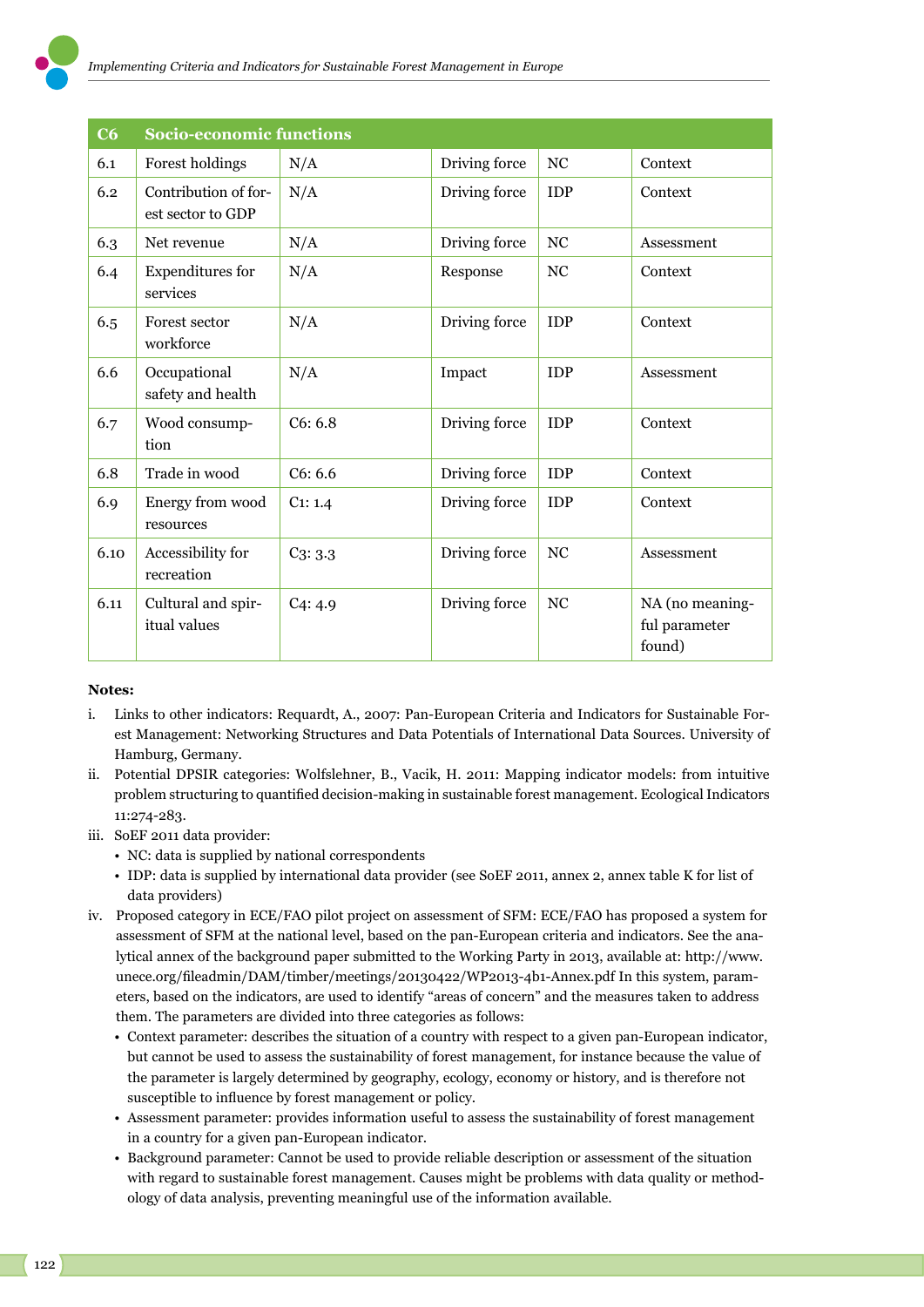| C6 | Socio-economic functions | | | | |
|---|---|---|---|---|---|
| 6.1 | Forest holdings | N/A | Driving force | NC | Context |
| 6.2 | Contribution of forest sector to GDP | N/A | Driving force | IDP | Context |
| 6.3 | Net revenue | N/A | Driving force | NC | Assessment |
| 6.4 | Expenditures for services | N/A | Response | NC | Context |
| 6.5 | Forest sector workforce | N/A | Driving force | IDP | Context |
| 6.6 | Occupational safety and health | N/A | Impact | IDP | Assessment |
| 6.7 | Wood consumption | C6: 6.8 | Driving force | IDP | Context |
| 6.8 | Trade in wood | C6: 6.6 | Driving force | IDP | Context |
| 6.9 | Energy from wood resources | C1: 1.4 | Driving force | IDP | Context |
| 6.10 | Accessibility for recreation | C3: 3.3 | Driving force | NC | Assessment |
| 6.11 | Cultural and spiritual values | C4: 4.9 | Driving force | NC | NA (no meaningful parameter found) |

**Notes:**

i. Links to other indicators: Requardt, A., 2007: Pan-European Criteria and Indicators for Sustainable Forest Management: Networking Structures and Data Potentials of International Data Sources. University of Hamburg, Germany.

ii. Potential DPSIR categories: Wolfslehner, B., Vacik, H. 2011: Mapping indicator models: from intuitive problem structuring to quantified decision-making in sustainable forest management. Ecological Indicators 11:274-283.

iii. SoEF 2011 data provider:
   - NC: data is supplied by national correspondents
   - IDP: data is supplied by international data provider (see SoEF 2011, annex 2, annex table K for list of data providers)

iv. Proposed category in ECE/FAO pilot project on assessment of SFM: ECE/FAO has proposed a system for assessment of SFM at the national level, based on the pan-European criteria and indicators. See the analytical annex of the background paper submitted to the Working Party in 2013, available at: http://www.unece.org/fileadmin/DAM/timber/meetings/20130422/WP2013-4b1-Annex.pdf In this system, parameters, based on the indicators, are used to identify "areas of concern" and the measures taken to address them. The parameters are divided into three categories as follows:
   - Context parameter: describes the situation of a country with respect to a given pan-European indicator, but cannot be used to assess the sustainability of forest management, for instance because the value of the parameter is largely determined by geography, ecology, economy or history, and is therefore not susceptible to influence by forest management or policy.
   - Assessment parameter: provides information useful to assess the sustainability of forest management in a country for a given pan-European indicator.
   - Background parameter: Cannot be used to provide reliable description or assessment of the situation with regard to sustainable forest management. Causes might be problems with data quality or methodology of data analysis, preventing meaningful use of the information available.